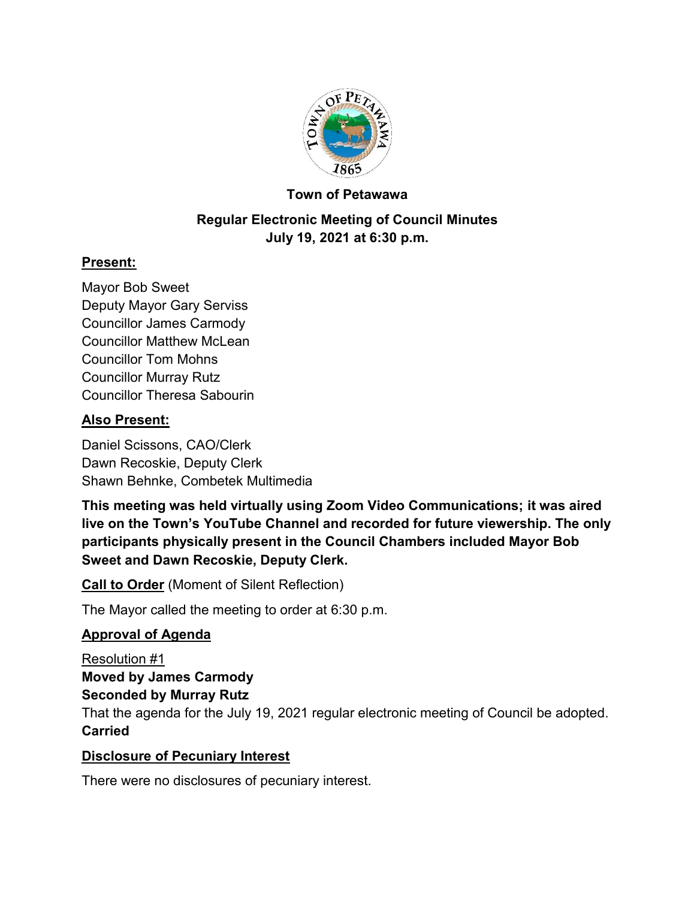**Town of Petawawa**

**Regular Electronic Meeting of Council Minutes**
**July 19, 2021 at 6:30 p.m.**

## Present:

Mayor Bob Sweet
Deputy Mayor Gary Serviss
Councillor James Carmody
Councillor Matthew McLean
Councillor Tom Mohns
Councillor Murray Rutz
Councillor Theresa Sabourin

## Also Present:

Daniel Scissons, CAO/Clerk
Dawn Recoskie, Deputy Clerk
Shawn Behnke, Combetek Multimedia

**This meeting was held virtually using Zoom Video Communications; it was aired live on the Town's YouTube Channel and recorded for future viewership. The only participants physically present in the Council Chambers included Mayor Bob Sweet and Dawn Recoskie, Deputy Clerk.**

**Call to Order** (Moment of Silent Reflection)

The Mayor called the meeting to order at 6:30 p.m.

## Approval of Agenda

Resolution #1
**Moved by James Carmody**
**Seconded by Murray Rutz**
That the agenda for the July 19, 2021 regular electronic meeting of Council be adopted.
**Carried**

## Disclosure of Pecuniary Interest

There were no disclosures of pecuniary interest.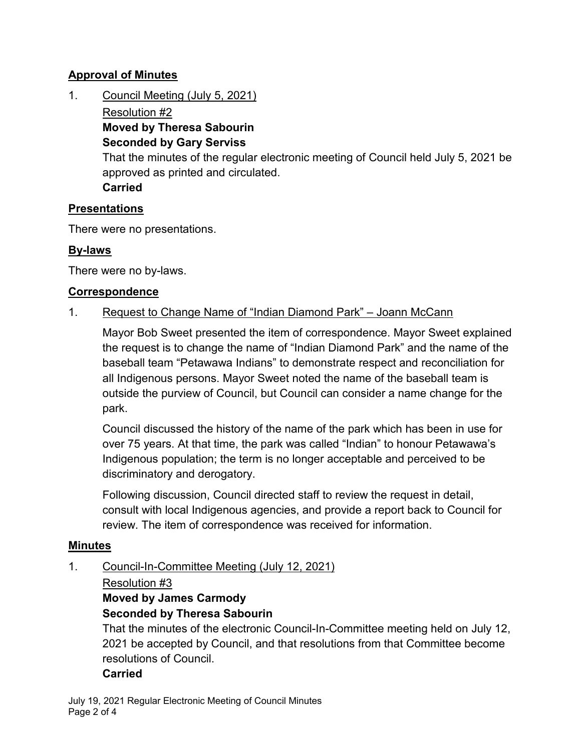## Approval of Minutes

1. Council Meeting (July 5, 2021)

   Resolution #2

   **Moved by Theresa Sabourin**
   **Seconded by Gary Serviss**

   That the minutes of the regular electronic meeting of Council held July 5, 2021 be approved as printed and circulated.

   **Carried**

## Presentations

There were no presentations.

## By-laws

There were no by-laws.

## Correspondence

1. Request to Change Name of "Indian Diamond Park" – Joann McCann

   Mayor Bob Sweet presented the item of correspondence. Mayor Sweet explained the request is to change the name of "Indian Diamond Park" and the name of the baseball team "Petawawa Indians" to demonstrate respect and reconciliation for all Indigenous persons. Mayor Sweet noted the name of the baseball team is outside the purview of Council, but Council can consider a name change for the park.

   Council discussed the history of the name of the park which has been in use for over 75 years. At that time, the park was called "Indian" to honour Petawawa's Indigenous population; the term is no longer acceptable and perceived to be discriminatory and derogatory.

   Following discussion, Council directed staff to review the request in detail, consult with local Indigenous agencies, and provide a report back to Council for review. The item of correspondence was received for information.

## Minutes

1. Council-In-Committee Meeting (July 12, 2021)

   Resolution #3

   **Moved by James Carmody**
   **Seconded by Theresa Sabourin**

   That the minutes of the electronic Council-In-Committee meeting held on July 12, 2021 be accepted by Council, and that resolutions from that Committee become resolutions of Council.

   **Carried**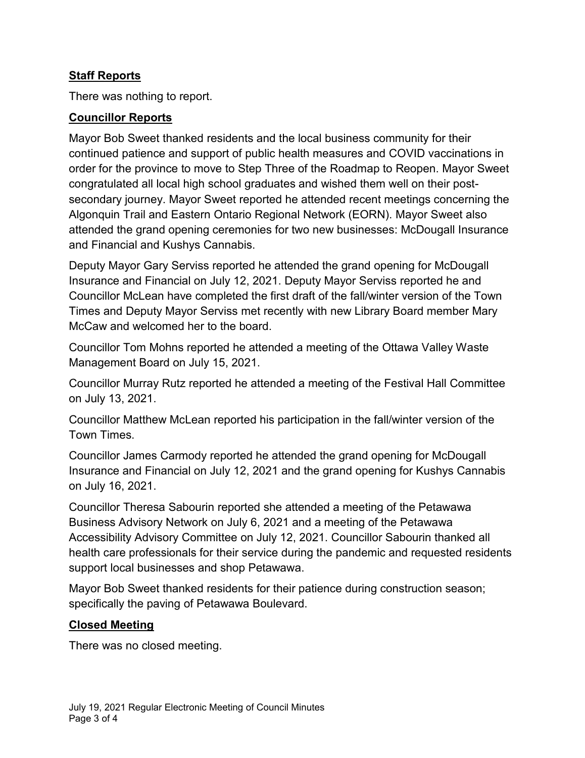## Staff Reports

There was nothing to report.

## Councillor Reports

Mayor Bob Sweet thanked residents and the local business community for their continued patience and support of public health measures and COVID vaccinations in order for the province to move to Step Three of the Roadmap to Reopen. Mayor Sweet congratulated all local high school graduates and wished them well on their post-secondary journey. Mayor Sweet reported he attended recent meetings concerning the Algonquin Trail and Eastern Ontario Regional Network (EORN). Mayor Sweet also attended the grand opening ceremonies for two new businesses: McDougall Insurance and Financial and Kushys Cannabis.

Deputy Mayor Gary Serviss reported he attended the grand opening for McDougall Insurance and Financial on July 12, 2021. Deputy Mayor Serviss reported he and Councillor McLean have completed the first draft of the fall/winter version of the Town Times and Deputy Mayor Serviss met recently with new Library Board member Mary McCaw and welcomed her to the board.

Councillor Tom Mohns reported he attended a meeting of the Ottawa Valley Waste Management Board on July 15, 2021.

Councillor Murray Rutz reported he attended a meeting of the Festival Hall Committee on July 13, 2021.

Councillor Matthew McLean reported his participation in the fall/winter version of the Town Times.

Councillor James Carmody reported he attended the grand opening for McDougall Insurance and Financial on July 12, 2021 and the grand opening for Kushys Cannabis on July 16, 2021.

Councillor Theresa Sabourin reported she attended a meeting of the Petawawa Business Advisory Network on July 6, 2021 and a meeting of the Petawawa Accessibility Advisory Committee on July 12, 2021. Councillor Sabourin thanked all health care professionals for their service during the pandemic and requested residents support local businesses and shop Petawawa.

Mayor Bob Sweet thanked residents for their patience during construction season; specifically the paving of Petawawa Boulevard.

## Closed Meeting

There was no closed meeting.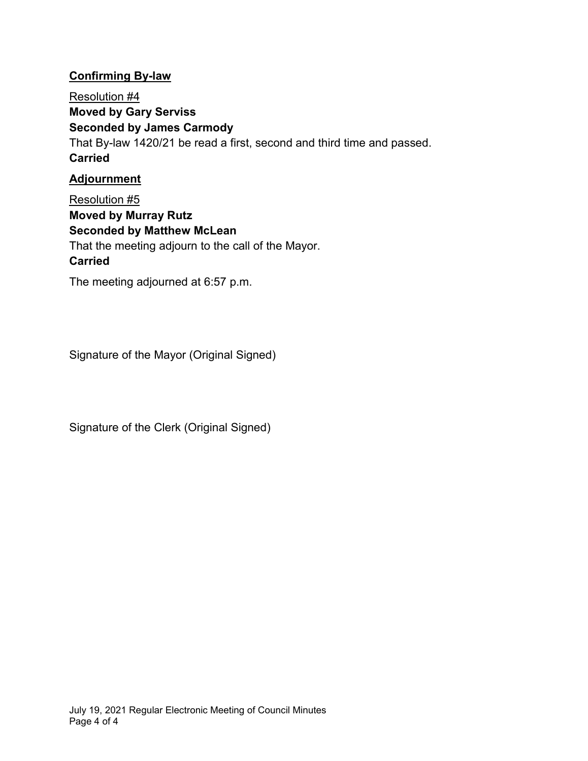## Confirming By-law

Resolution #4
**Moved by Gary Serviss**
**Seconded by James Carmody**
That By-law 1420/21 be read a first, second and third time and passed.
**Carried**

## Adjournment

Resolution #5
**Moved by Murray Rutz**
**Seconded by Matthew McLean**
That the meeting adjourn to the call of the Mayor.
**Carried**

The meeting adjourned at 6:57 p.m.

Signature of the Mayor (Original Signed)

Signature of the Clerk (Original Signed)